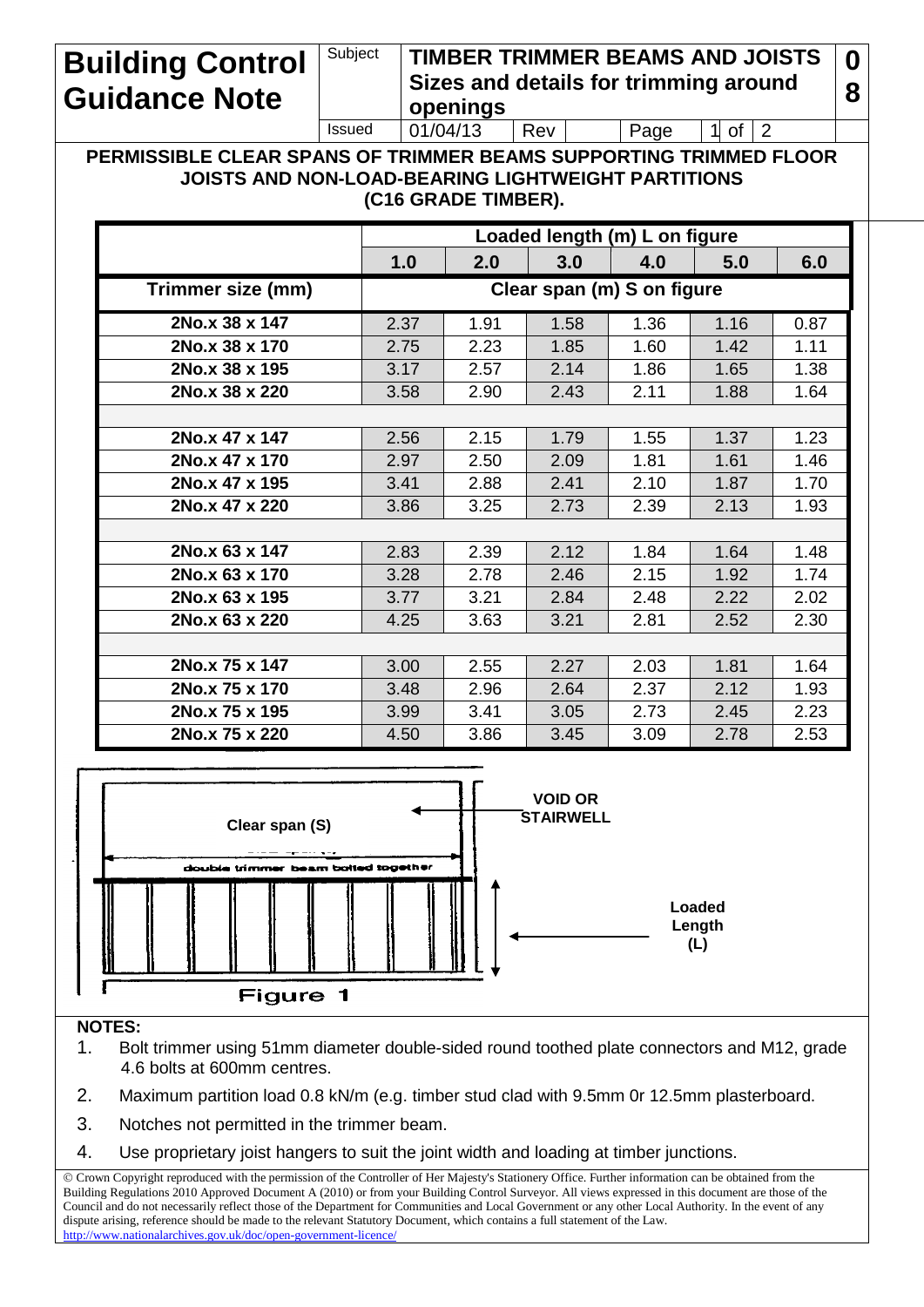# Building Control Guidance Note

**Subject:** TIMBER TRIMMER BEAMS AND JOISTS Sizes and details for trimming around openings **08**

Issued: 01/04/13 | Rev: | Page 1 of 2

## PERMISSIBLE CLEAR SPANS OF TRIMMER BEAMS SUPPORTING TRIMMED FLOOR JOISTS AND NON-LOAD-BEARING LIGHTWEIGHT PARTITIONS (C16 GRADE TIMBER).

| | Loaded length (m) L on figure | | | | | |
|---|---|---|---|---|---|---|
| | 1.0 | 2.0 | 3.0 | 4.0 | 5.0 | 6.0 |
| **Trimmer size (mm)** | **Clear span (m) S on figure** | | | | | |
| 2No.x 38 x 147 | 2.37 | 1.91 | 1.58 | 1.36 | 1.16 | 0.87 |
| 2No.x 38 x 170 | 2.75 | 2.23 | 1.85 | 1.60 | 1.42 | 1.11 |
| 2No.x 38 x 195 | 3.17 | 2.57 | 2.14 | 1.86 | 1.65 | 1.38 |
| 2No.x 38 x 220 | 3.58 | 2.90 | 2.43 | 2.11 | 1.88 | 1.64 |
| | | | | | | |
| 2No.x 47 x 147 | 2.56 | 2.15 | 1.79 | 1.55 | 1.37 | 1.23 |
| 2No.x 47 x 170 | 2.97 | 2.50 | 2.09 | 1.81 | 1.61 | 1.46 |
| 2No.x 47 x 195 | 3.41 | 2.88 | 2.41 | 2.10 | 1.87 | 1.70 |
| 2No.x 47 x 220 | 3.86 | 3.25 | 2.73 | 2.39 | 2.13 | 1.93 |
| | | | | | | |
| 2No.x 63 x 147 | 2.83 | 2.39 | 2.12 | 1.84 | 1.64 | 1.48 |
| 2No.x 63 x 170 | 3.28 | 2.78 | 2.46 | 2.15 | 1.92 | 1.74 |
| 2No.x 63 x 195 | 3.77 | 3.21 | 2.84 | 2.48 | 2.22 | 2.02 |
| 2No.x 63 x 220 | 4.25 | 3.63 | 3.21 | 2.81 | 2.52 | 2.30 |
| | | | | | | |
| 2No.x 75 x 147 | 3.00 | 2.55 | 2.27 | 2.03 | 1.81 | 1.64 |
| 2No.x 75 x 170 | 3.48 | 2.96 | 2.64 | 2.37 | 2.12 | 1.93 |
| 2No.x 75 x 195 | 3.99 | 3.41 | 3.05 | 2.73 | 2.45 | 2.23 |
| 2No.x 75 x 220 | 4.50 | 3.86 | 3.45 | 3.09 | 2.78 | 2.53 |

Clear span (S)

double trimmer beam bolted together

VOID OR STAIRWELL

Loaded Length (L)

Figure 1

**NOTES:**

1. Bolt trimmer using 51mm diameter double-sided round toothed plate connectors and M12, grade 4.6 bolts at 600mm centres.
2. Maximum partition load 0.8 kN/m (e.g. timber stud clad with 9.5mm 0r 12.5mm plasterboard.
3. Notches not permitted in the trimmer beam.
4. Use proprietary joist hangers to suit the joint width and loading at timber junctions.

© Crown Copyright reproduced with the permission of the Controller of Her Majesty's Stationery Office. Further information can be obtained from the Building Regulations 2010 Approved Document A (2010) or from your Building Control Surveyor. All views expressed in this document are those of the Council and do not necessarily reflect those of the Department for Communities and Local Government or any other Local Authority. In the event of any dispute arising, reference should be made to the relevant Statutory Document, which contains a full statement of the Law.
http://www.nationalarchives.gov.uk/doc/open-government-licence/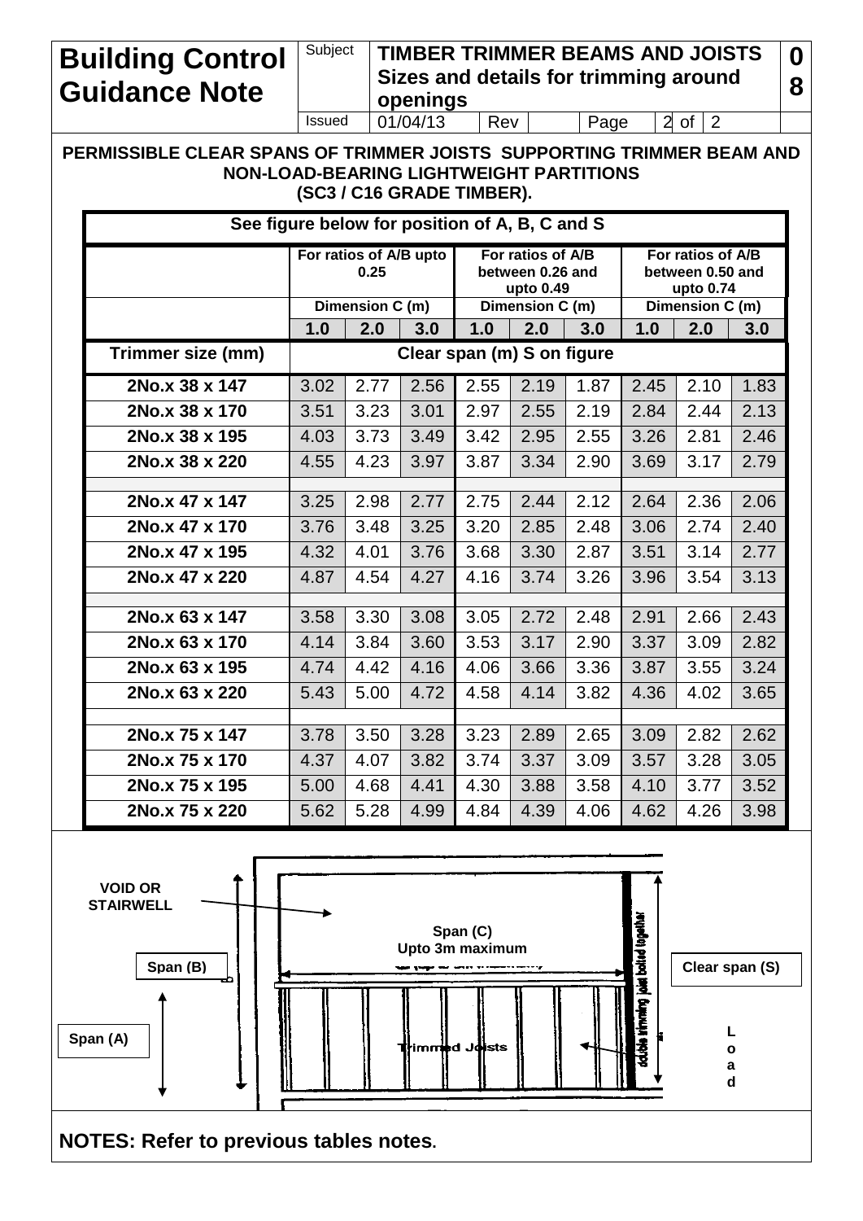# Building Control Guidance Note

**Subject:** TIMBER TRIMMER BEAMS AND JOISTS Sizes and details for trimming around openings — 08

Issued 01/04/13 | Rev

## PERMISSIBLE CLEAR SPANS OF TRIMMER JOISTS SUPPORTING TRIMMER BEAM AND NON-LOAD-BEARING LIGHTWEIGHT PARTITIONS (SC3 / C16 GRADE TIMBER).

See figure below for position of A, B, C and S

| | For ratios of A/B upto 0.25 | | | For ratios of A/B between 0.26 and upto 0.49 | | | For ratios of A/B between 0.50 and upto 0.74 | | |
|---|---|---|---|---|---|---|---|---|---|
| | Dimension C (m) | | | Dimension C (m) | | | Dimension C (m) | | |
| | 1.0 | 2.0 | 3.0 | 1.0 | 2.0 | 3.0 | 1.0 | 2.0 | 3.0 |
| **Trimmer size (mm)** | Clear span (m) S on figure | | | | | | | | |
| 2No.x 38 x 147 | 3.02 | 2.77 | 2.56 | 2.55 | 2.19 | 1.87 | 2.45 | 2.10 | 1.83 |
| 2No.x 38 x 170 | 3.51 | 3.23 | 3.01 | 2.97 | 2.55 | 2.19 | 2.84 | 2.44 | 2.13 |
| 2No.x 38 x 195 | 4.03 | 3.73 | 3.49 | 3.42 | 2.95 | 2.55 | 3.26 | 2.81 | 2.46 |
| 2No.x 38 x 220 | 4.55 | 4.23 | 3.97 | 3.87 | 3.34 | 2.90 | 3.69 | 3.17 | 2.79 |
| 2No.x 47 x 147 | 3.25 | 2.98 | 2.77 | 2.75 | 2.44 | 2.12 | 2.64 | 2.36 | 2.06 |
| 2No.x 47 x 170 | 3.76 | 3.48 | 3.25 | 3.20 | 2.85 | 2.48 | 3.06 | 2.74 | 2.40 |
| 2No.x 47 x 195 | 4.32 | 4.01 | 3.76 | 3.68 | 3.30 | 2.87 | 3.51 | 3.14 | 2.77 |
| 2No.x 47 x 220 | 4.87 | 4.54 | 4.27 | 4.16 | 3.74 | 3.26 | 3.96 | 3.54 | 3.13 |
| 2No.x 63 x 147 | 3.58 | 3.30 | 3.08 | 3.05 | 2.72 | 2.48 | 2.91 | 2.66 | 2.43 |
| 2No.x 63 x 170 | 4.14 | 3.84 | 3.60 | 3.53 | 3.17 | 2.90 | 3.37 | 3.09 | 2.82 |
| 2No.x 63 x 195 | 4.74 | 4.42 | 4.16 | 4.06 | 3.66 | 3.36 | 3.87 | 3.55 | 3.24 |
| 2No.x 63 x 220 | 5.43 | 5.00 | 4.72 | 4.58 | 4.14 | 3.82 | 4.36 | 4.02 | 3.65 |
| 2No.x 75 x 147 | 3.78 | 3.50 | 3.28 | 3.23 | 2.89 | 2.65 | 3.09 | 2.82 | 2.62 |
| 2No.x 75 x 170 | 4.37 | 4.07 | 3.82 | 3.74 | 3.37 | 3.09 | 3.57 | 3.28 | 3.05 |
| 2No.x 75 x 195 | 5.00 | 4.68 | 4.41 | 4.30 | 3.88 | 3.58 | 4.10 | 3.77 | 3.52 |
| 2No.x 75 x 220 | 5.62 | 5.28 | 4.99 | 4.84 | 4.39 | 4.06 | 4.62 | 4.26 | 3.98 |

VOID OR STAIRWELL

Span (C) Upto 3m maximum

Span (B)

Span (A)

Trimmed Joists

double trimming joist bolted together

Clear span (S)

Load

**NOTES: Refer to previous tables notes.**